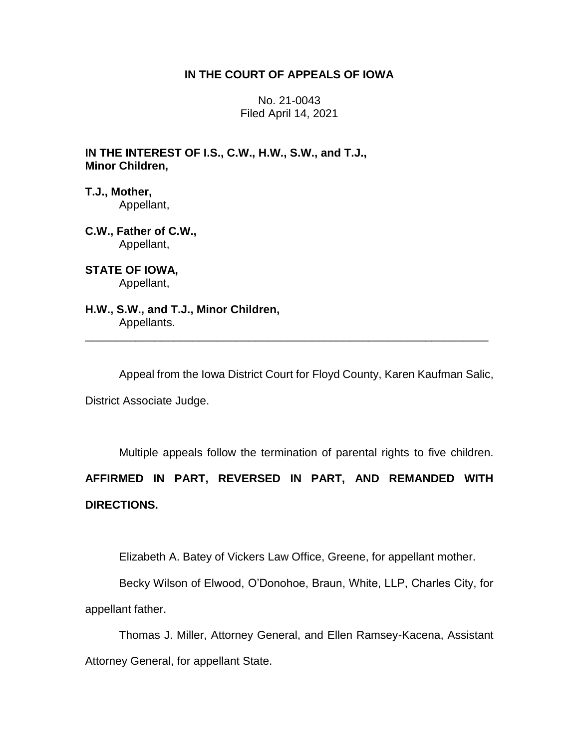**IN THE COURT OF APPEALS OF IOWA**

No. 21-0043
Filed April 14, 2021

**IN THE INTEREST OF I.S., C.W., H.W., S.W., and T.J.,
Minor Children,**

**T.J., Mother,**
Appellant,

**C.W., Father of C.W.,**
Appellant,

**STATE OF IOWA,**
Appellant,

**H.W., S.W., and T.J., Minor Children,**
Appellants.

---

Appeal from the Iowa District Court for Floyd County, Karen Kaufman Salic, District Associate Judge.

Multiple appeals follow the termination of parental rights to five children.

**AFFIRMED IN PART, REVERSED IN PART, AND REMANDED WITH DIRECTIONS.**

Elizabeth A. Batey of Vickers Law Office, Greene, for appellant mother.

Becky Wilson of Elwood, O'Donohoe, Braun, White, LLP, Charles City, for appellant father.

Thomas J. Miller, Attorney General, and Ellen Ramsey-Kacena, Assistant Attorney General, for appellant State.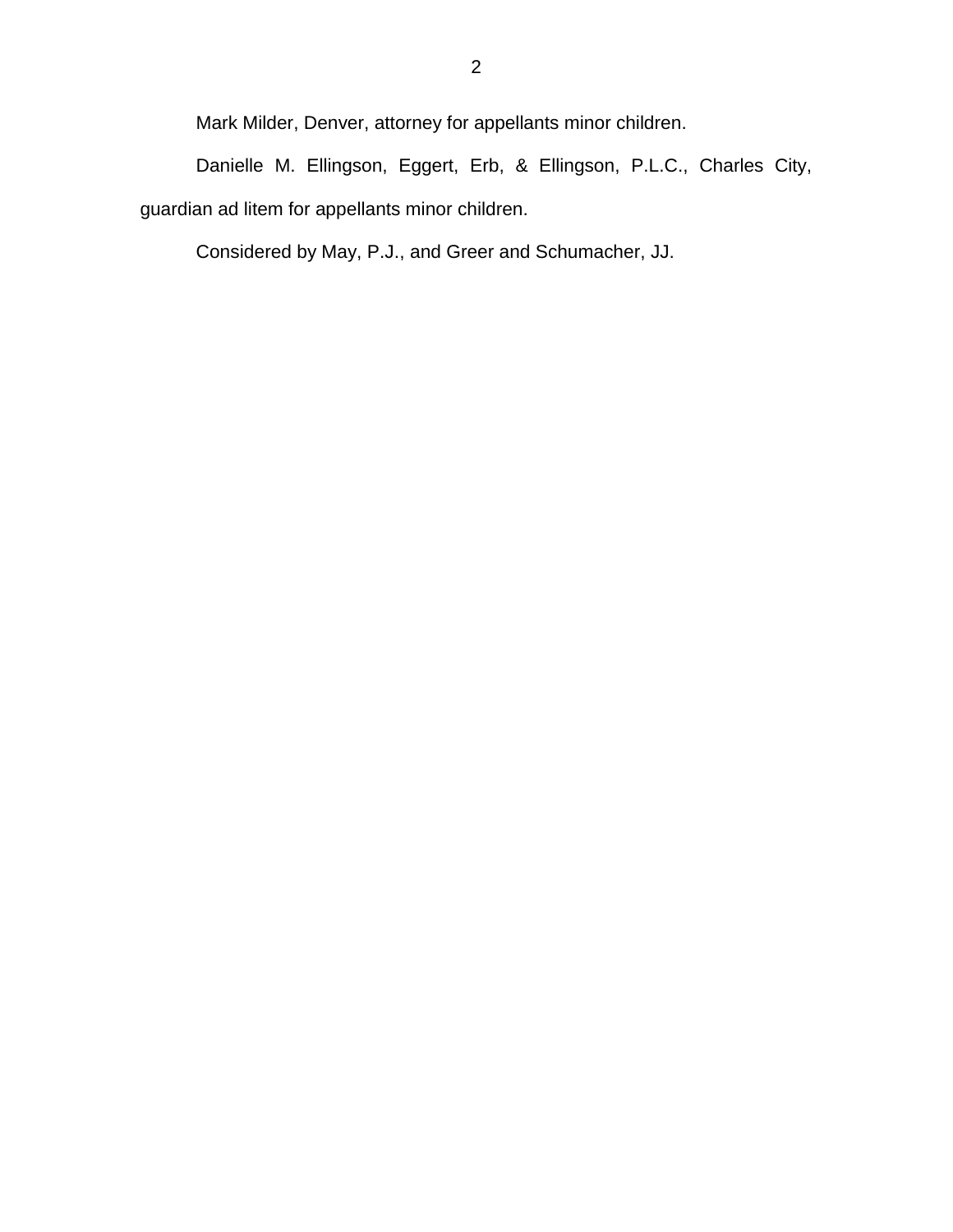Mark Milder, Denver, attorney for appellants minor children.

Danielle M. Ellingson, Eggert, Erb, & Ellingson, P.L.C., Charles City, guardian ad litem for appellants minor children.

Considered by May, P.J., and Greer and Schumacher, JJ.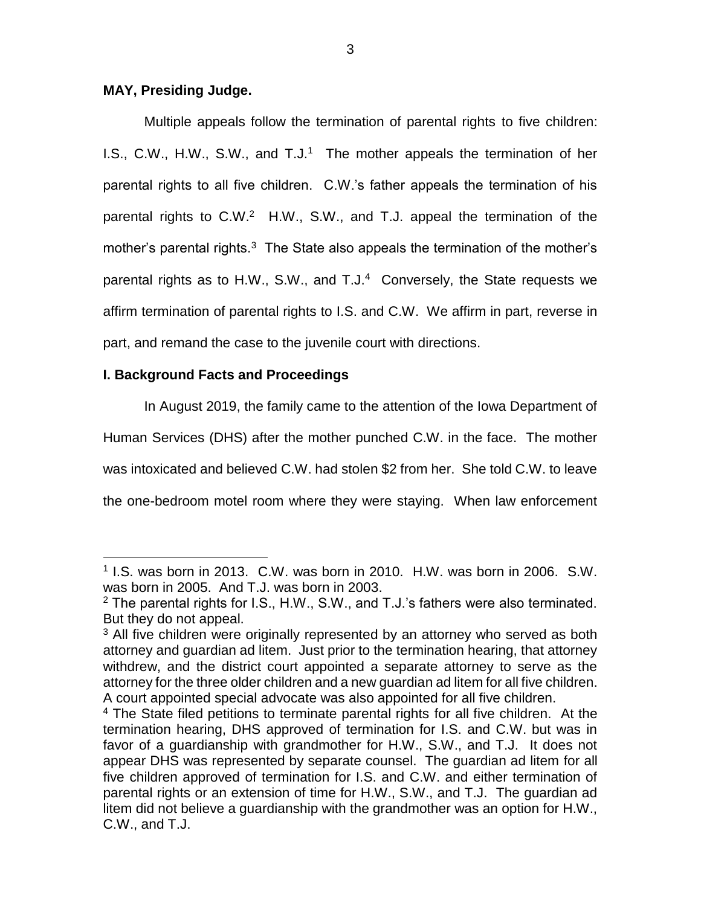**MAY, Presiding Judge.**

Multiple appeals follow the termination of parental rights to five children: I.S., C.W., H.W., S.W., and T.J.[1] The mother appeals the termination of her parental rights to all five children. C.W.'s father appeals the termination of his parental rights to C.W.[2] H.W., S.W., and T.J. appeal the termination of the mother's parental rights.[3] The State also appeals the termination of the mother's parental rights as to H.W., S.W., and T.J.[4] Conversely, the State requests we affirm termination of parental rights to I.S. and C.W. We affirm in part, reverse in part, and remand the case to the juvenile court with directions.

## I. Background Facts and Proceedings

In August 2019, the family came to the attention of the Iowa Department of Human Services (DHS) after the mother punched C.W. in the face. The mother was intoxicated and believed C.W. had stolen $2 from her. She told C.W. to leave the one-bedroom motel room where they were staying. When law enforcement

---

[1] I.S. was born in 2013. C.W. was born in 2010. H.W. was born in 2006. S.W. was born in 2005. And T.J. was born in 2003.

[2] The parental rights for I.S., H.W., S.W., and T.J.'s fathers were also terminated. But they do not appeal.

[3] All five children were originally represented by an attorney who served as both attorney and guardian ad litem. Just prior to the termination hearing, that attorney withdrew, and the district court appointed a separate attorney to serve as the attorney for the three older children and a new guardian ad litem for all five children. A court appointed special advocate was also appointed for all five children.

[4] The State filed petitions to terminate parental rights for all five children. At the termination hearing, DHS approved of termination for I.S. and C.W. but was in favor of a guardianship with grandmother for H.W., S.W., and T.J. It does not appear DHS was represented by separate counsel. The guardian ad litem for all five children approved of termination for I.S. and C.W. and either termination of parental rights or an extension of time for H.W., S.W., and T.J. The guardian ad litem did not believe a guardianship with the grandmother was an option for H.W., C.W., and T.J.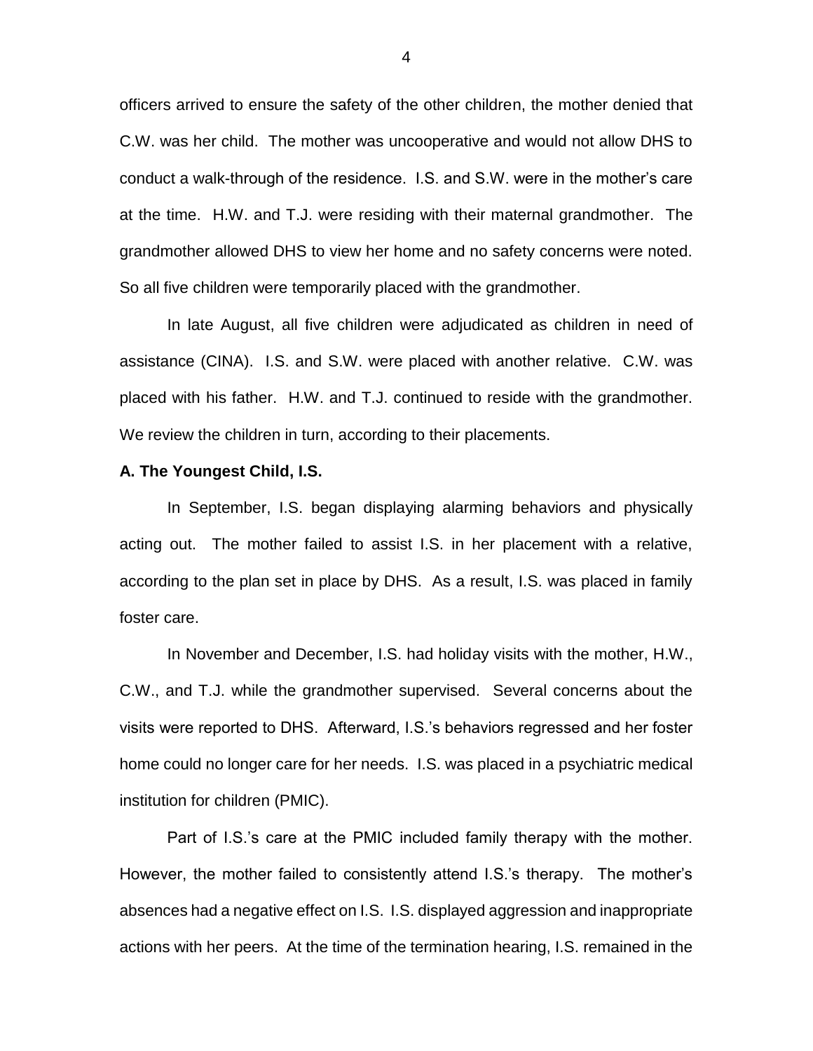officers arrived to ensure the safety of the other children, the mother denied that C.W. was her child. The mother was uncooperative and would not allow DHS to conduct a walk-through of the residence. I.S. and S.W. were in the mother's care at the time. H.W. and T.J. were residing with their maternal grandmother. The grandmother allowed DHS to view her home and no safety concerns were noted. So all five children were temporarily placed with the grandmother.

In late August, all five children were adjudicated as children in need of assistance (CINA). I.S. and S.W. were placed with another relative. C.W. was placed with his father. H.W. and T.J. continued to reside with the grandmother. We review the children in turn, according to their placements.

**A. The Youngest Child, I.S.**

In September, I.S. began displaying alarming behaviors and physically acting out. The mother failed to assist I.S. in her placement with a relative, according to the plan set in place by DHS. As a result, I.S. was placed in family foster care.

In November and December, I.S. had holiday visits with the mother, H.W., C.W., and T.J. while the grandmother supervised. Several concerns about the visits were reported to DHS. Afterward, I.S.'s behaviors regressed and her foster home could no longer care for her needs. I.S. was placed in a psychiatric medical institution for children (PMIC).

Part of I.S.'s care at the PMIC included family therapy with the mother. However, the mother failed to consistently attend I.S.'s therapy. The mother's absences had a negative effect on I.S. I.S. displayed aggression and inappropriate actions with her peers. At the time of the termination hearing, I.S. remained in the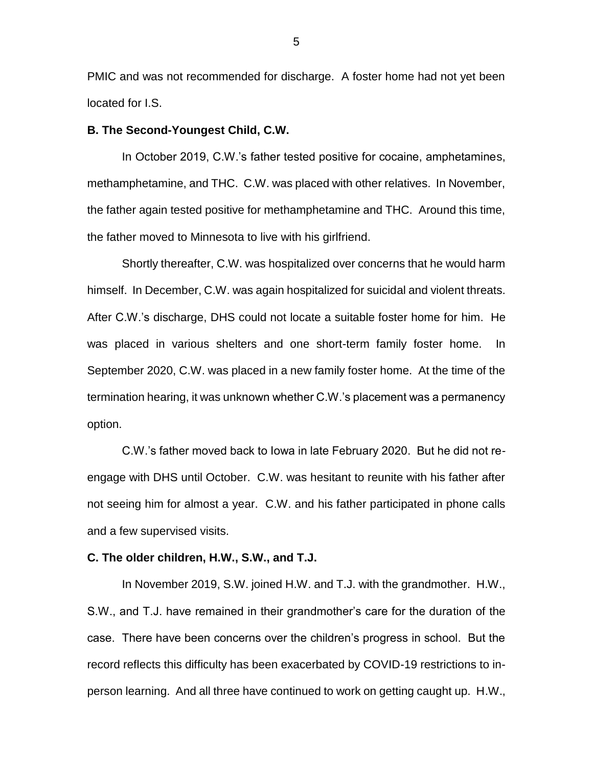PMIC and was not recommended for discharge. A foster home had not yet been located for I.S.

**B. The Second-Youngest Child, C.W.**

In October 2019, C.W.'s father tested positive for cocaine, amphetamines, methamphetamine, and THC. C.W. was placed with other relatives. In November, the father again tested positive for methamphetamine and THC. Around this time, the father moved to Minnesota to live with his girlfriend.

Shortly thereafter, C.W. was hospitalized over concerns that he would harm himself. In December, C.W. was again hospitalized for suicidal and violent threats. After C.W.'s discharge, DHS could not locate a suitable foster home for him. He was placed in various shelters and one short-term family foster home. In September 2020, C.W. was placed in a new family foster home. At the time of the termination hearing, it was unknown whether C.W.'s placement was a permanency option.

C.W.'s father moved back to Iowa in late February 2020. But he did not re-engage with DHS until October. C.W. was hesitant to reunite with his father after not seeing him for almost a year. C.W. and his father participated in phone calls and a few supervised visits.

**C. The older children, H.W., S.W., and T.J.**

In November 2019, S.W. joined H.W. and T.J. with the grandmother. H.W., S.W., and T.J. have remained in their grandmother's care for the duration of the case. There have been concerns over the children's progress in school. But the record reflects this difficulty has been exacerbated by COVID-19 restrictions to in-person learning. And all three have continued to work on getting caught up. H.W.,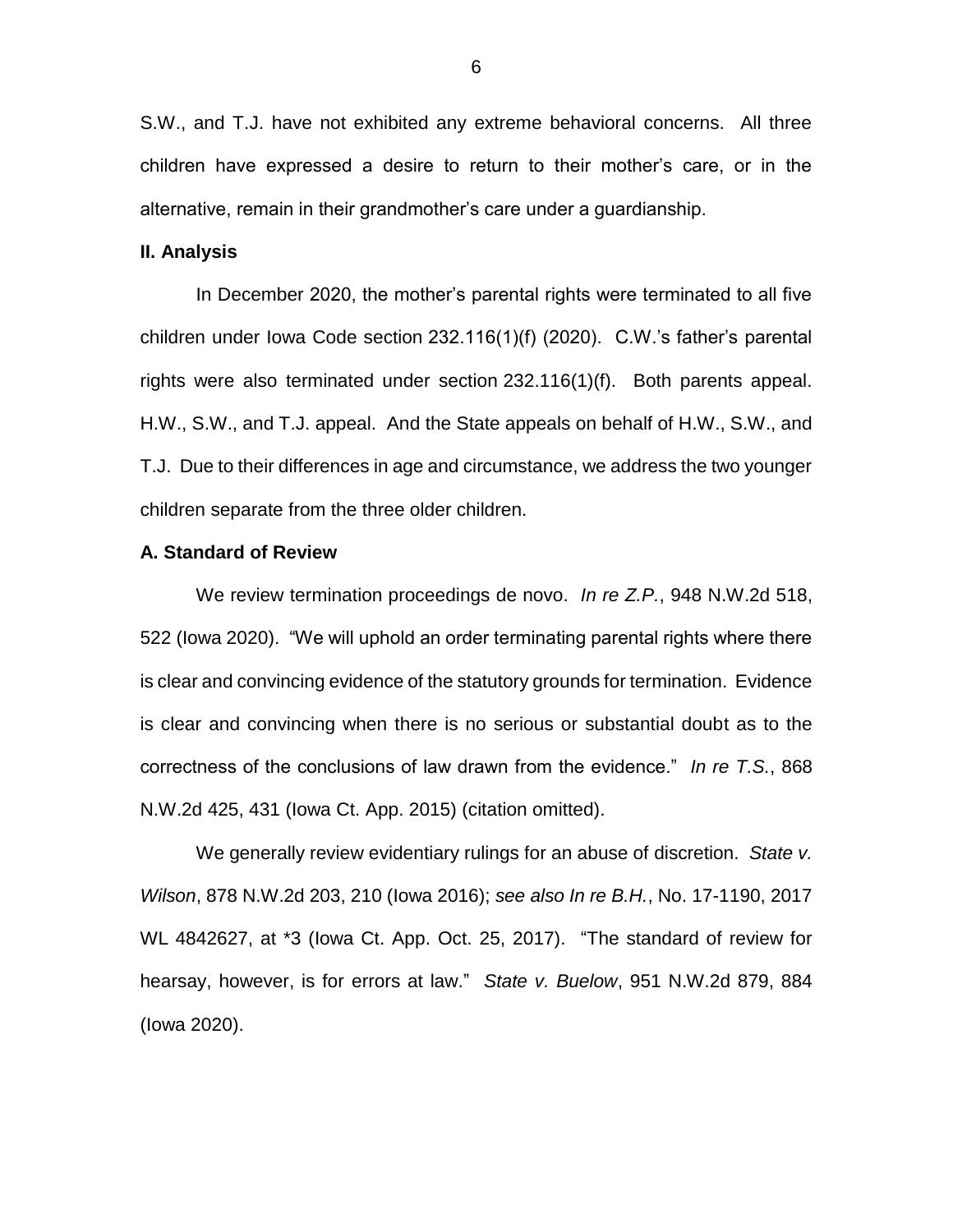S.W., and T.J. have not exhibited any extreme behavioral concerns. All three children have expressed a desire to return to their mother's care, or in the alternative, remain in their grandmother's care under a guardianship.

**II. Analysis**

In December 2020, the mother's parental rights were terminated to all five children under Iowa Code section 232.116(1)(f) (2020). C.W.'s father's parental rights were also terminated under section 232.116(1)(f). Both parents appeal. H.W., S.W., and T.J. appeal. And the State appeals on behalf of H.W., S.W., and T.J. Due to their differences in age and circumstance, we address the two younger children separate from the three older children.

**A. Standard of Review**

We review termination proceedings de novo. *In re Z.P.*, 948 N.W.2d 518, 522 (Iowa 2020). "We will uphold an order terminating parental rights where there is clear and convincing evidence of the statutory grounds for termination. Evidence is clear and convincing when there is no serious or substantial doubt as to the correctness of the conclusions of law drawn from the evidence." *In re T.S.*, 868 N.W.2d 425, 431 (Iowa Ct. App. 2015) (citation omitted).

We generally review evidentiary rulings for an abuse of discretion. *State v. Wilson*, 878 N.W.2d 203, 210 (Iowa 2016); *see also In re B.H.*, No. 17-1190, 2017 WL 4842627, at *3 (Iowa Ct. App. Oct. 25, 2017). "The standard of review for hearsay, however, is for errors at law." *State v. Buelow*, 951 N.W.2d 879, 884 (Iowa 2020).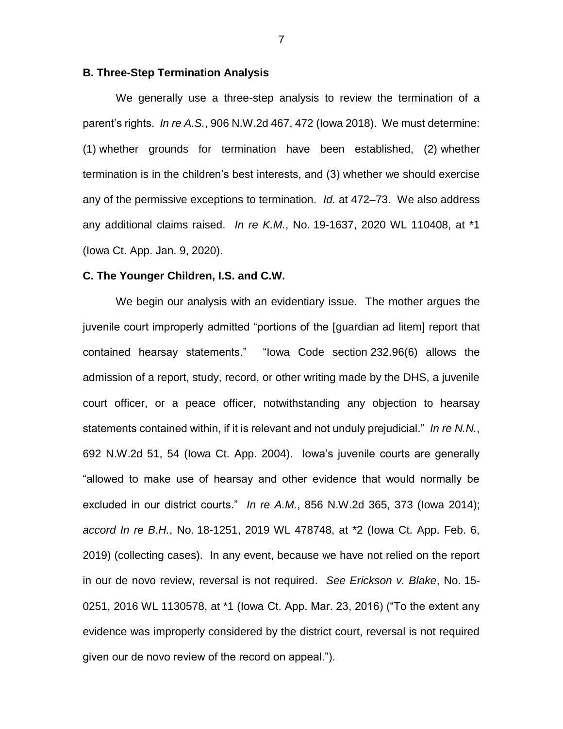**B. Three-Step Termination Analysis**

We generally use a three-step analysis to review the termination of a parent's rights. *In re A.S.*, 906 N.W.2d 467, 472 (Iowa 2018). We must determine: (1) whether grounds for termination have been established, (2) whether termination is in the children's best interests, and (3) whether we should exercise any of the permissive exceptions to termination. *Id.* at 472–73. We also address any additional claims raised. *In re K.M.*, No. 19-1637, 2020 WL 110408, at *1 (Iowa Ct. App. Jan. 9, 2020).

**C. The Younger Children, I.S. and C.W.**

We begin our analysis with an evidentiary issue. The mother argues the juvenile court improperly admitted "portions of the [guardian ad litem] report that contained hearsay statements." "Iowa Code section 232.96(6) allows the admission of a report, study, record, or other writing made by the DHS, a juvenile court officer, or a peace officer, notwithstanding any objection to hearsay statements contained within, if it is relevant and not unduly prejudicial." *In re N.N.*, 692 N.W.2d 51, 54 (Iowa Ct. App. 2004). Iowa's juvenile courts are generally "allowed to make use of hearsay and other evidence that would normally be excluded in our district courts." *In re A.M.*, 856 N.W.2d 365, 373 (Iowa 2014); *accord In re B.H.*, No. 18-1251, 2019 WL 478748, at *2 (Iowa Ct. App. Feb. 6, 2019) (collecting cases). In any event, because we have not relied on the report in our de novo review, reversal is not required. *See Erickson v. Blake*, No. 15-0251, 2016 WL 1130578, at *1 (Iowa Ct. App. Mar. 23, 2016) ("To the extent any evidence was improperly considered by the district court, reversal is not required given our de novo review of the record on appeal.").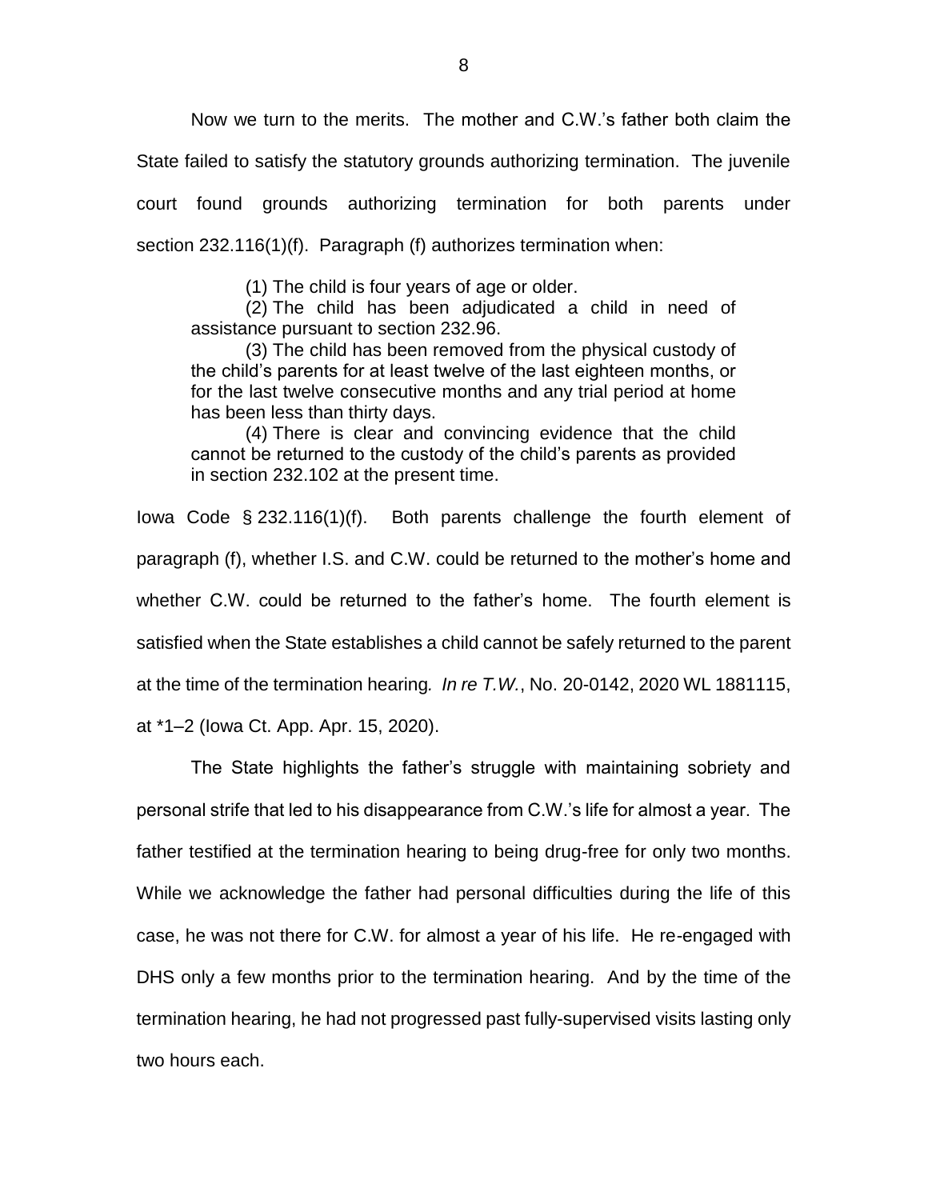Now we turn to the merits. The mother and C.W.'s father both claim the State failed to satisfy the statutory grounds authorizing termination. The juvenile court found grounds authorizing termination for both parents under section 232.116(1)(f). Paragraph (f) authorizes termination when:

> (1) The child is four years of age or older.
>
> (2) The child has been adjudicated a child in need of assistance pursuant to section 232.96.
>
> (3) The child has been removed from the physical custody of the child's parents for at least twelve of the last eighteen months, or for the last twelve consecutive months and any trial period at home has been less than thirty days.
>
> (4) There is clear and convincing evidence that the child cannot be returned to the custody of the child's parents as provided in section 232.102 at the present time.

Iowa Code § 232.116(1)(f). Both parents challenge the fourth element of paragraph (f), whether I.S. and C.W. could be returned to the mother's home and whether C.W. could be returned to the father's home. The fourth element is satisfied when the State establishes a child cannot be safely returned to the parent at the time of the termination hearing. *In re T.W.*, No. 20-0142, 2020 WL 1881115, at *1–2 (Iowa Ct. App. Apr. 15, 2020).

The State highlights the father's struggle with maintaining sobriety and personal strife that led to his disappearance from C.W.'s life for almost a year. The father testified at the termination hearing to being drug-free for only two months. While we acknowledge the father had personal difficulties during the life of this case, he was not there for C.W. for almost a year of his life. He re-engaged with DHS only a few months prior to the termination hearing. And by the time of the termination hearing, he had not progressed past fully-supervised visits lasting only two hours each.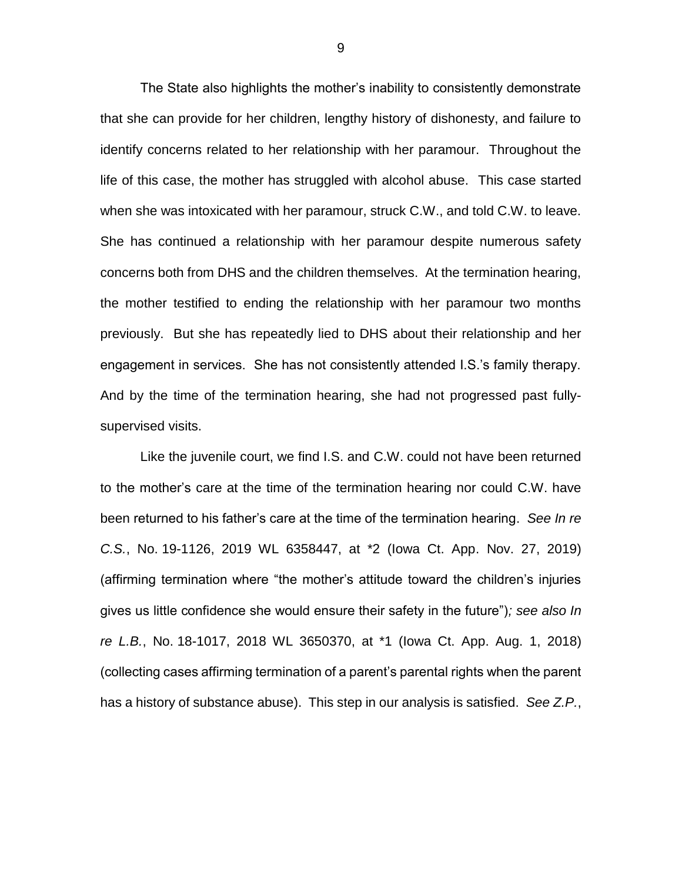The State also highlights the mother's inability to consistently demonstrate that she can provide for her children, lengthy history of dishonesty, and failure to identify concerns related to her relationship with her paramour. Throughout the life of this case, the mother has struggled with alcohol abuse. This case started when she was intoxicated with her paramour, struck C.W., and told C.W. to leave. She has continued a relationship with her paramour despite numerous safety concerns both from DHS and the children themselves. At the termination hearing, the mother testified to ending the relationship with her paramour two months previously. But she has repeatedly lied to DHS about their relationship and her engagement in services. She has not consistently attended I.S.'s family therapy. And by the time of the termination hearing, she had not progressed past fully-supervised visits.

Like the juvenile court, we find I.S. and C.W. could not have been returned to the mother's care at the time of the termination hearing nor could C.W. have been returned to his father's care at the time of the termination hearing. *See In re C.S.*, No. 19-1126, 2019 WL 6358447, at *2 (Iowa Ct. App. Nov. 27, 2019) (affirming termination where "the mother's attitude toward the children's injuries gives us little confidence she would ensure their safety in the future")*; see also In re L.B.*, No. 18-1017, 2018 WL 3650370, at *1 (Iowa Ct. App. Aug. 1, 2018) (collecting cases affirming termination of a parent's parental rights when the parent has a history of substance abuse). This step in our analysis is satisfied. *See Z.P.*,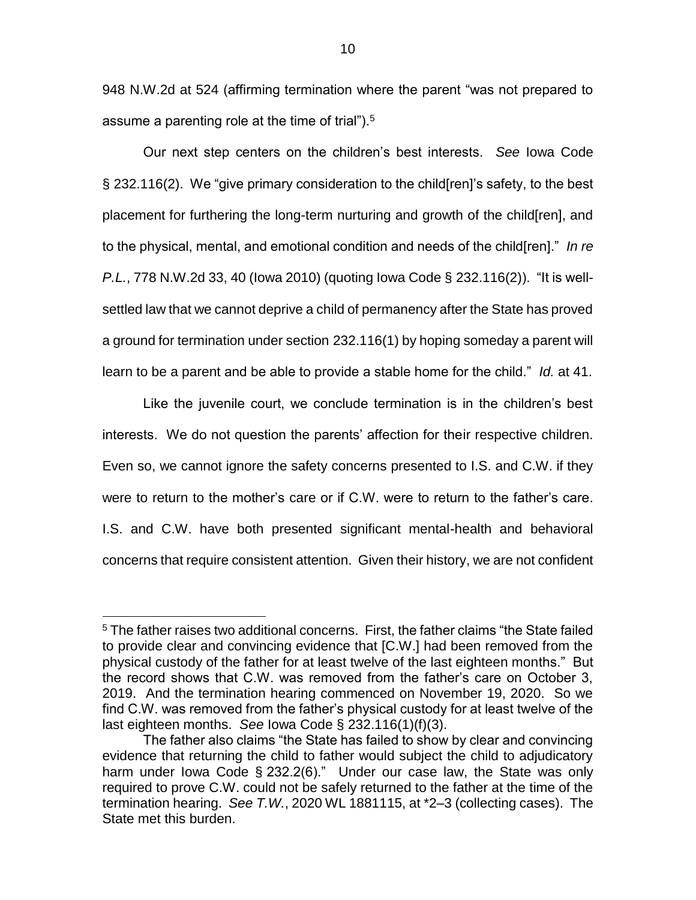948 N.W.2d at 524 (affirming termination where the parent "was not prepared to assume a parenting role at the time of trial").[5]

Our next step centers on the children's best interests. *See* Iowa Code § 232.116(2). We "give primary consideration to the child[ren]'s safety, to the best placement for furthering the long-term nurturing and growth of the child[ren], and to the physical, mental, and emotional condition and needs of the child[ren]." *In re P.L.*, 778 N.W.2d 33, 40 (Iowa 2010) (quoting Iowa Code § 232.116(2)). "It is well-settled law that we cannot deprive a child of permanency after the State has proved a ground for termination under section 232.116(1) by hoping someday a parent will learn to be a parent and be able to provide a stable home for the child." *Id.* at 41.

Like the juvenile court, we conclude termination is in the children's best interests. We do not question the parents' affection for their respective children. Even so, we cannot ignore the safety concerns presented to I.S. and C.W. if they were to return to the mother's care or if C.W. were to return to the father's care. I.S. and C.W. have both presented significant mental-health and behavioral concerns that require consistent attention. Given their history, we are not confident

---

[5] The father raises two additional concerns. First, the father claims "the State failed to provide clear and convincing evidence that [C.W.] had been removed from the physical custody of the father for at least twelve of the last eighteen months." But the record shows that C.W. was removed from the father's care on October 3, 2019. And the termination hearing commenced on November 19, 2020. So we find C.W. was removed from the father's physical custody for at least twelve of the last eighteen months. *See* Iowa Code § 232.116(1)(f)(3).

The father also claims "the State has failed to show by clear and convincing evidence that returning the child to father would subject the child to adjudicatory harm under Iowa Code § 232.2(6)." Under our case law, the State was only required to prove C.W. could not be safely returned to the father at the time of the termination hearing. *See T.W.*, 2020 WL 1881115, at *2–3 (collecting cases). The State met this burden.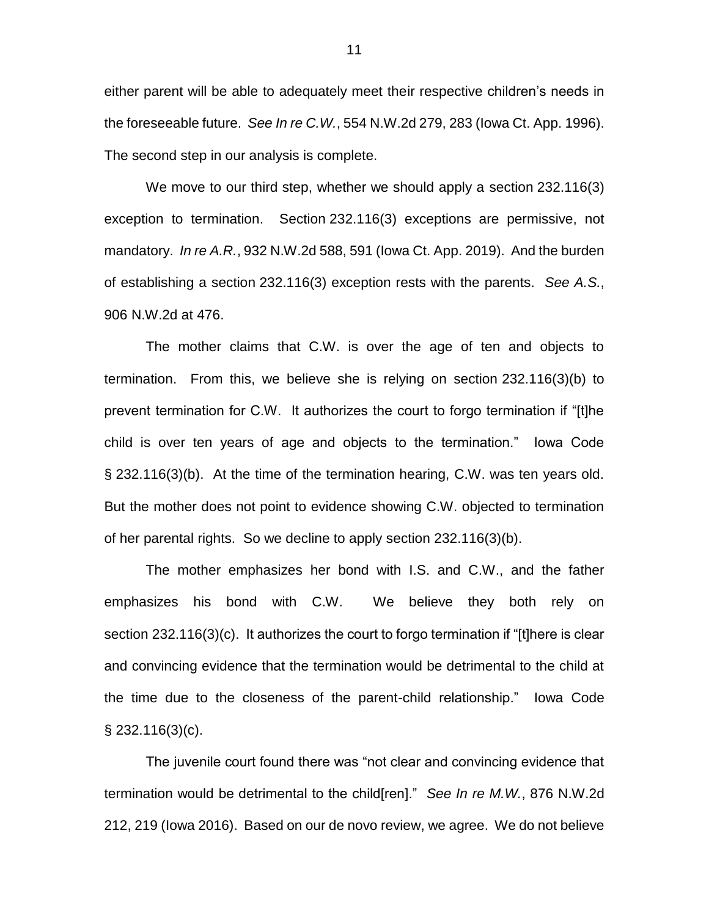either parent will be able to adequately meet their respective children's needs in the foreseeable future. *See In re C.W.*, 554 N.W.2d 279, 283 (Iowa Ct. App. 1996). The second step in our analysis is complete.

We move to our third step, whether we should apply a section 232.116(3) exception to termination. Section 232.116(3) exceptions are permissive, not mandatory. *In re A.R.*, 932 N.W.2d 588, 591 (Iowa Ct. App. 2019). And the burden of establishing a section 232.116(3) exception rests with the parents. *See A.S.*, 906 N.W.2d at 476.

The mother claims that C.W. is over the age of ten and objects to termination. From this, we believe she is relying on section 232.116(3)(b) to prevent termination for C.W. It authorizes the court to forgo termination if "[t]he child is over ten years of age and objects to the termination." Iowa Code § 232.116(3)(b). At the time of the termination hearing, C.W. was ten years old. But the mother does not point to evidence showing C.W. objected to termination of her parental rights. So we decline to apply section 232.116(3)(b).

The mother emphasizes her bond with I.S. and C.W., and the father emphasizes his bond with C.W. We believe they both rely on section 232.116(3)(c). It authorizes the court to forgo termination if "[t]here is clear and convincing evidence that the termination would be detrimental to the child at the time due to the closeness of the parent-child relationship." Iowa Code § 232.116(3)(c).

The juvenile court found there was "not clear and convincing evidence that termination would be detrimental to the child[ren]." *See In re M.W.*, 876 N.W.2d 212, 219 (Iowa 2016). Based on our de novo review, we agree. We do not believe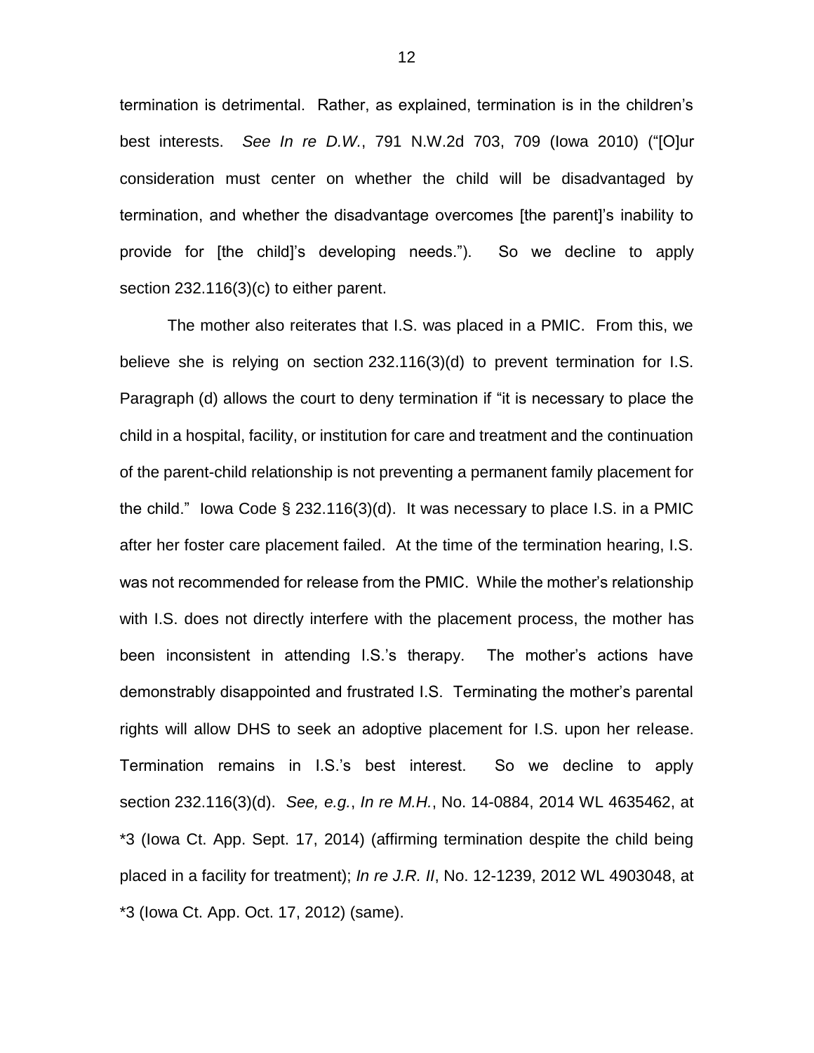termination is detrimental. Rather, as explained, termination is in the children's best interests. *See In re D.W.*, 791 N.W.2d 703, 709 (Iowa 2010) ("[O]ur consideration must center on whether the child will be disadvantaged by termination, and whether the disadvantage overcomes [the parent]'s inability to provide for [the child]'s developing needs."). So we decline to apply section 232.116(3)(c) to either parent.

The mother also reiterates that I.S. was placed in a PMIC. From this, we believe she is relying on section 232.116(3)(d) to prevent termination for I.S. Paragraph (d) allows the court to deny termination if "it is necessary to place the child in a hospital, facility, or institution for care and treatment and the continuation of the parent-child relationship is not preventing a permanent family placement for the child." Iowa Code § 232.116(3)(d). It was necessary to place I.S. in a PMIC after her foster care placement failed. At the time of the termination hearing, I.S. was not recommended for release from the PMIC. While the mother's relationship with I.S. does not directly interfere with the placement process, the mother has been inconsistent in attending I.S.'s therapy. The mother's actions have demonstrably disappointed and frustrated I.S. Terminating the mother's parental rights will allow DHS to seek an adoptive placement for I.S. upon her release. Termination remains in I.S.'s best interest. So we decline to apply section 232.116(3)(d). *See, e.g.*, *In re M.H.*, No. 14-0884, 2014 WL 4635462, at *3 (Iowa Ct. App. Sept. 17, 2014) (affirming termination despite the child being placed in a facility for treatment); *In re J.R. II*, No. 12-1239, 2012 WL 4903048, at *3 (Iowa Ct. App. Oct. 17, 2012) (same).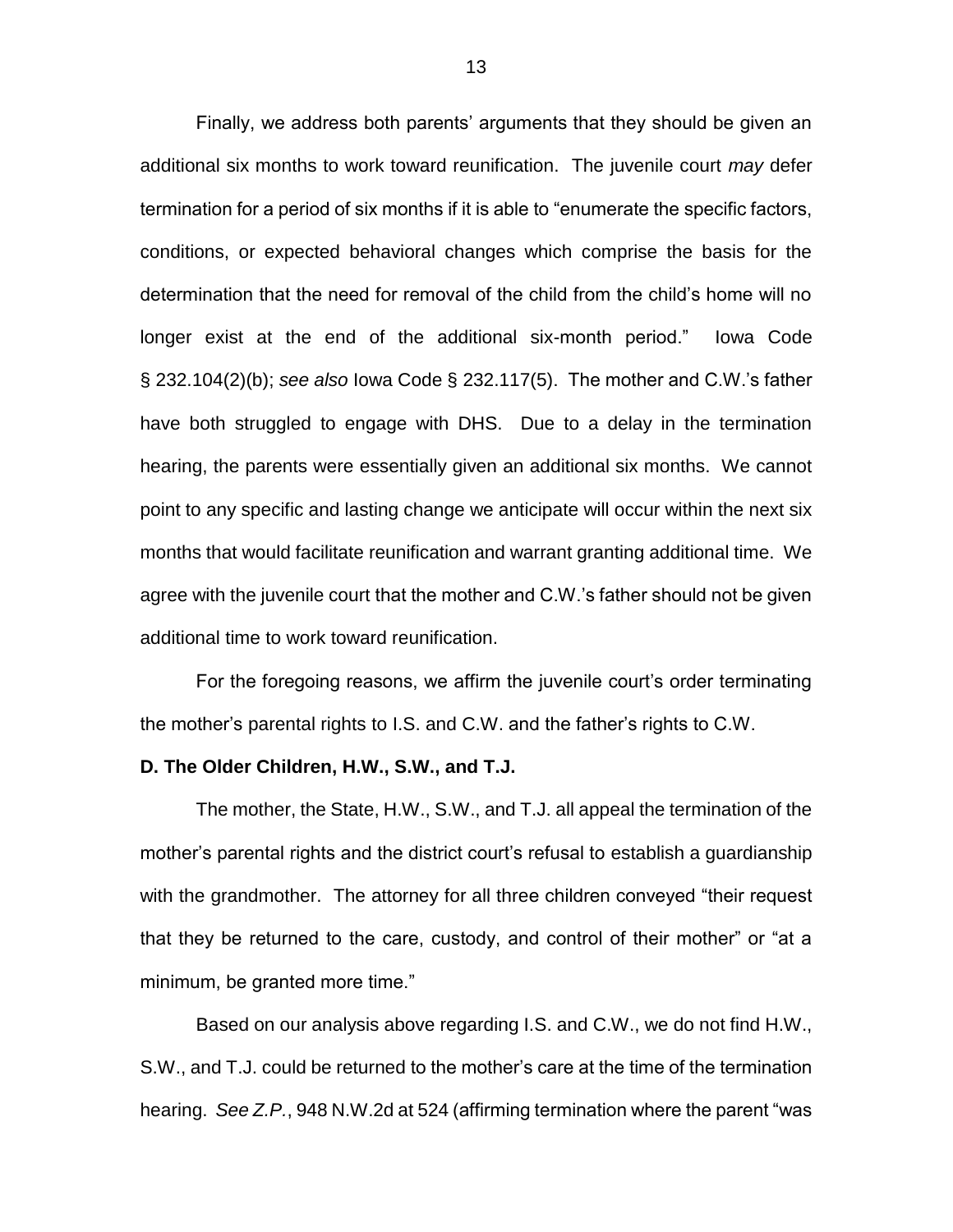Finally, we address both parents' arguments that they should be given an additional six months to work toward reunification. The juvenile court *may* defer termination for a period of six months if it is able to "enumerate the specific factors, conditions, or expected behavioral changes which comprise the basis for the determination that the need for removal of the child from the child's home will no longer exist at the end of the additional six-month period." Iowa Code § 232.104(2)(b); *see also* Iowa Code § 232.117(5). The mother and C.W.'s father have both struggled to engage with DHS. Due to a delay in the termination hearing, the parents were essentially given an additional six months. We cannot point to any specific and lasting change we anticipate will occur within the next six months that would facilitate reunification and warrant granting additional time. We agree with the juvenile court that the mother and C.W.'s father should not be given additional time to work toward reunification.

For the foregoing reasons, we affirm the juvenile court's order terminating the mother's parental rights to I.S. and C.W. and the father's rights to C.W.

**D. The Older Children, H.W., S.W., and T.J.**

The mother, the State, H.W., S.W., and T.J. all appeal the termination of the mother's parental rights and the district court's refusal to establish a guardianship with the grandmother. The attorney for all three children conveyed "their request that they be returned to the care, custody, and control of their mother" or "at a minimum, be granted more time."

Based on our analysis above regarding I.S. and C.W., we do not find H.W., S.W., and T.J. could be returned to the mother's care at the time of the termination hearing. *See Z.P.*, 948 N.W.2d at 524 (affirming termination where the parent "was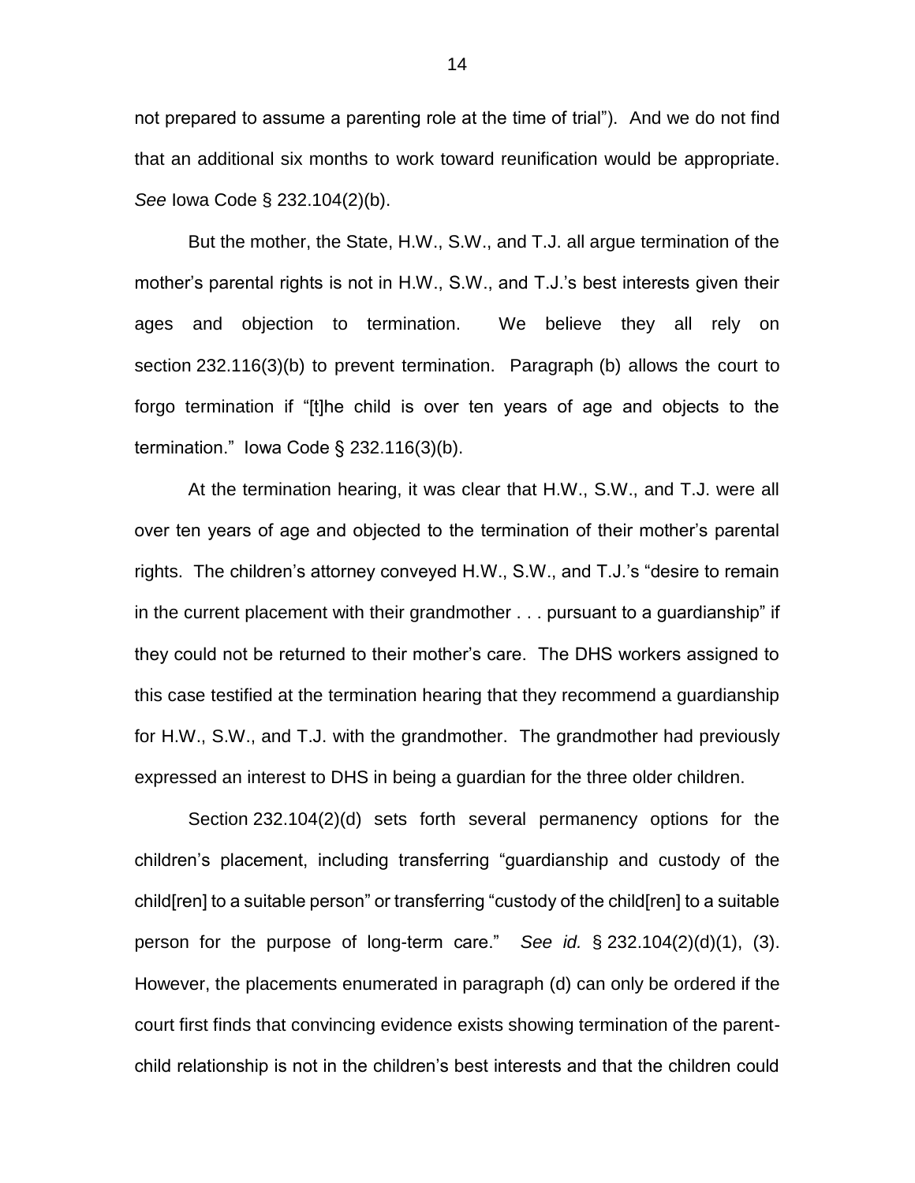not prepared to assume a parenting role at the time of trial"). And we do not find that an additional six months to work toward reunification would be appropriate. *See* Iowa Code § 232.104(2)(b).

But the mother, the State, H.W., S.W., and T.J. all argue termination of the mother's parental rights is not in H.W., S.W., and T.J.'s best interests given their ages and objection to termination. We believe they all rely on section 232.116(3)(b) to prevent termination. Paragraph (b) allows the court to forgo termination if "[t]he child is over ten years of age and objects to the termination." Iowa Code § 232.116(3)(b).

At the termination hearing, it was clear that H.W., S.W., and T.J. were all over ten years of age and objected to the termination of their mother's parental rights. The children's attorney conveyed H.W., S.W., and T.J.'s "desire to remain in the current placement with their grandmother . . . pursuant to a guardianship" if they could not be returned to their mother's care. The DHS workers assigned to this case testified at the termination hearing that they recommend a guardianship for H.W., S.W., and T.J. with the grandmother. The grandmother had previously expressed an interest to DHS in being a guardian for the three older children.

Section 232.104(2)(d) sets forth several permanency options for the children's placement, including transferring "guardianship and custody of the child[ren] to a suitable person" or transferring "custody of the child[ren] to a suitable person for the purpose of long-term care." *See id.* § 232.104(2)(d)(1), (3). However, the placements enumerated in paragraph (d) can only be ordered if the court first finds that convincing evidence exists showing termination of the parent-child relationship is not in the children's best interests and that the children could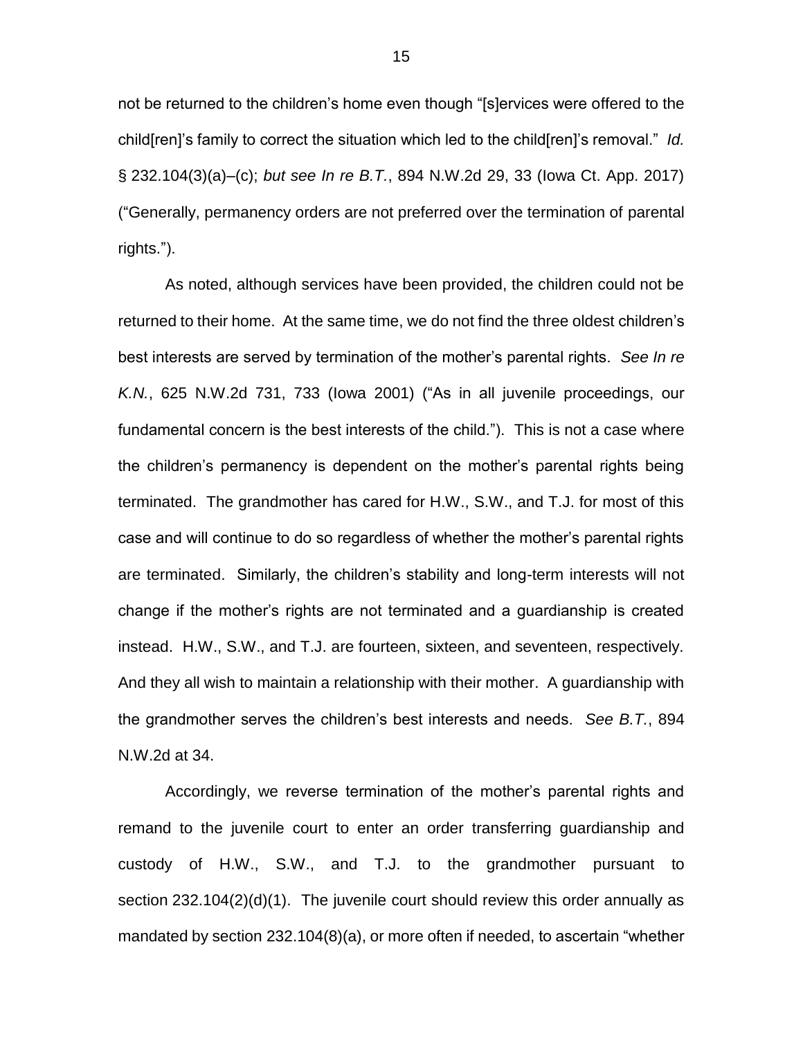not be returned to the children's home even though "[s]ervices were offered to the child[ren]'s family to correct the situation which led to the child[ren]'s removal." *Id.* § 232.104(3)(a)–(c); *but see In re B.T.*, 894 N.W.2d 29, 33 (Iowa Ct. App. 2017) ("Generally, permanency orders are not preferred over the termination of parental rights.").

As noted, although services have been provided, the children could not be returned to their home. At the same time, we do not find the three oldest children's best interests are served by termination of the mother's parental rights. *See In re K.N.*, 625 N.W.2d 731, 733 (Iowa 2001) ("As in all juvenile proceedings, our fundamental concern is the best interests of the child."). This is not a case where the children's permanency is dependent on the mother's parental rights being terminated. The grandmother has cared for H.W., S.W., and T.J. for most of this case and will continue to do so regardless of whether the mother's parental rights are terminated. Similarly, the children's stability and long-term interests will not change if the mother's rights are not terminated and a guardianship is created instead. H.W., S.W., and T.J. are fourteen, sixteen, and seventeen, respectively. And they all wish to maintain a relationship with their mother. A guardianship with the grandmother serves the children's best interests and needs. *See B.T.*, 894 N.W.2d at 34.

Accordingly, we reverse termination of the mother's parental rights and remand to the juvenile court to enter an order transferring guardianship and custody of H.W., S.W., and T.J. to the grandmother pursuant to section 232.104(2)(d)(1). The juvenile court should review this order annually as mandated by section 232.104(8)(a), or more often if needed, to ascertain "whether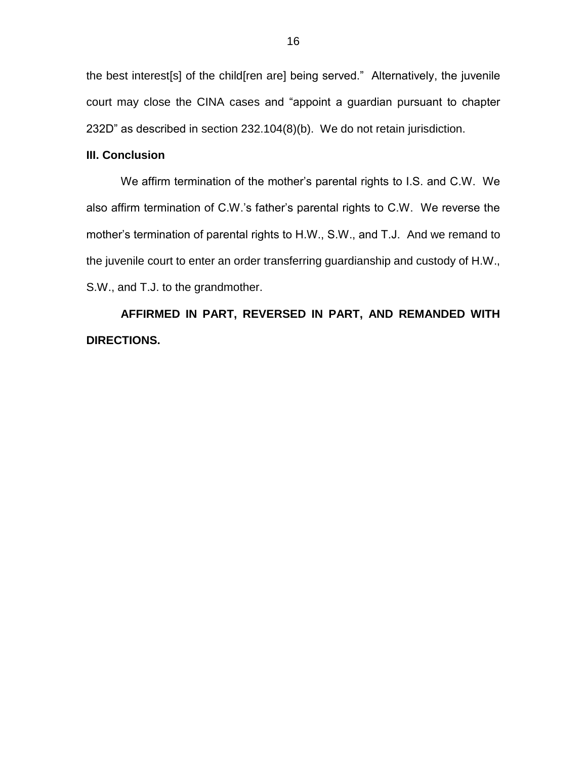the best interest[s] of the child[ren are] being served." Alternatively, the juvenile court may close the CINA cases and "appoint a guardian pursuant to chapter 232D" as described in section 232.104(8)(b). We do not retain jurisdiction.

### III. Conclusion

We affirm termination of the mother's parental rights to I.S. and C.W. We also affirm termination of C.W.'s father's parental rights to C.W. We reverse the mother's termination of parental rights to H.W., S.W., and T.J. And we remand to the juvenile court to enter an order transferring guardianship and custody of H.W., S.W., and T.J. to the grandmother.

**AFFIRMED IN PART, REVERSED IN PART, AND REMANDED WITH DIRECTIONS.**